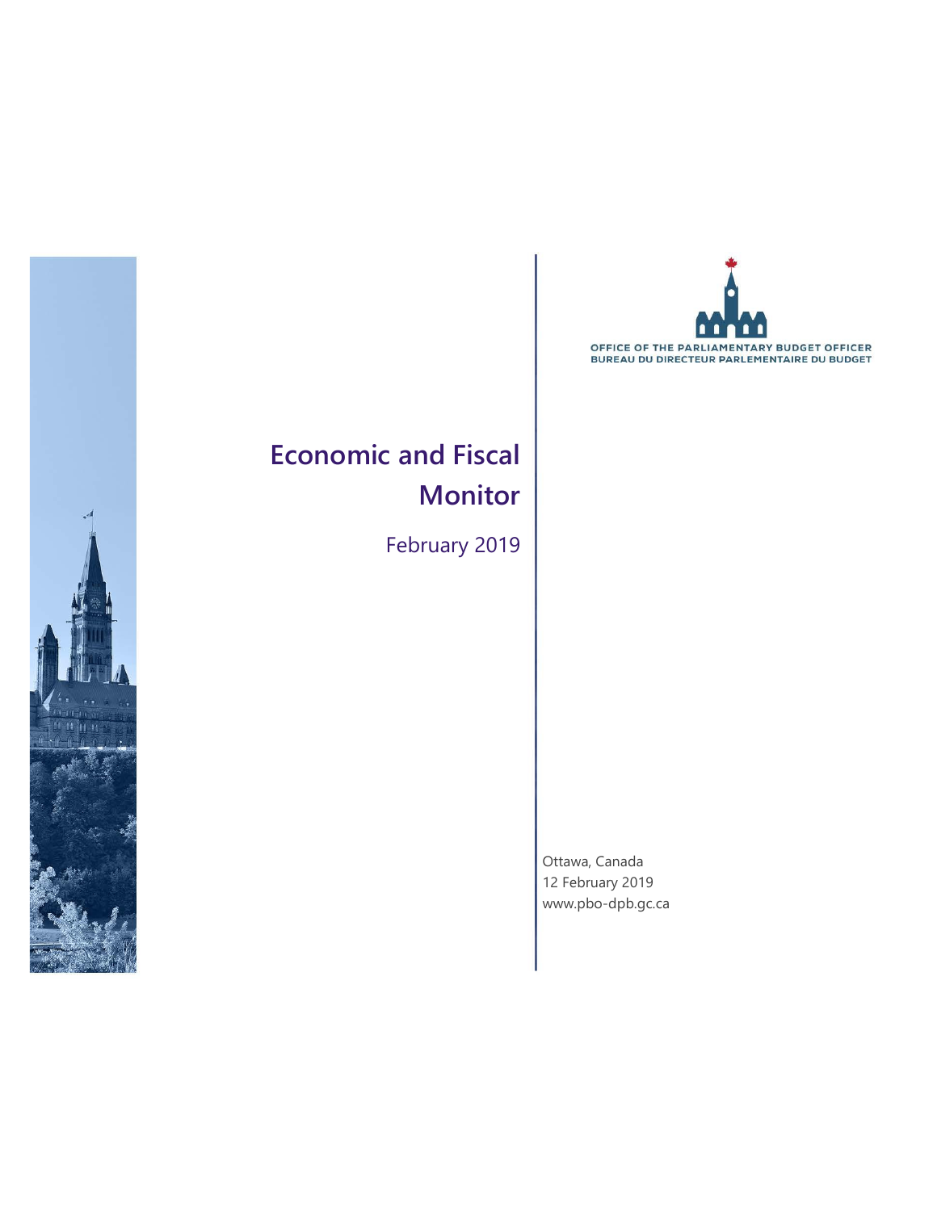OFFICE OF THE PARLIAMENTARY BUDGET OFFICER
BUREAU DU DIRECTEUR PARLEMENTAIRE DU BUDGET

# Economic and Fiscal Monitor

February 2019

Ottawa, Canada
12 February 2019
www.pbo-dpb.gc.ca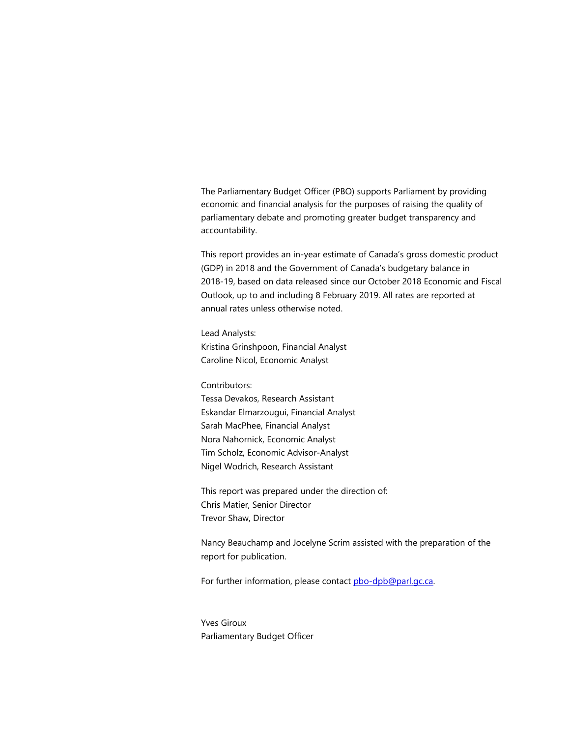The Parliamentary Budget Officer (PBO) supports Parliament by providing economic and financial analysis for the purposes of raising the quality of parliamentary debate and promoting greater budget transparency and accountability.

This report provides an in-year estimate of Canada's gross domestic product (GDP) in 2018 and the Government of Canada's budgetary balance in 2018-19, based on data released since our October 2018 Economic and Fiscal Outlook, up to and including 8 February 2019. All rates are reported at annual rates unless otherwise noted.

Lead Analysts:
Kristina Grinshpoon, Financial Analyst
Caroline Nicol, Economic Analyst

Contributors:
Tessa Devakos, Research Assistant
Eskandar Elmarzougui, Financial Analyst
Sarah MacPhee, Financial Analyst
Nora Nahornick, Economic Analyst
Tim Scholz, Economic Advisor-Analyst
Nigel Wodrich, Research Assistant

This report was prepared under the direction of:
Chris Matier, Senior Director
Trevor Shaw, Director

Nancy Beauchamp and Jocelyne Scrim assisted with the preparation of the report for publication.

For further information, please contact pbo-dpb@parl.gc.ca.

Yves Giroux
Parliamentary Budget Officer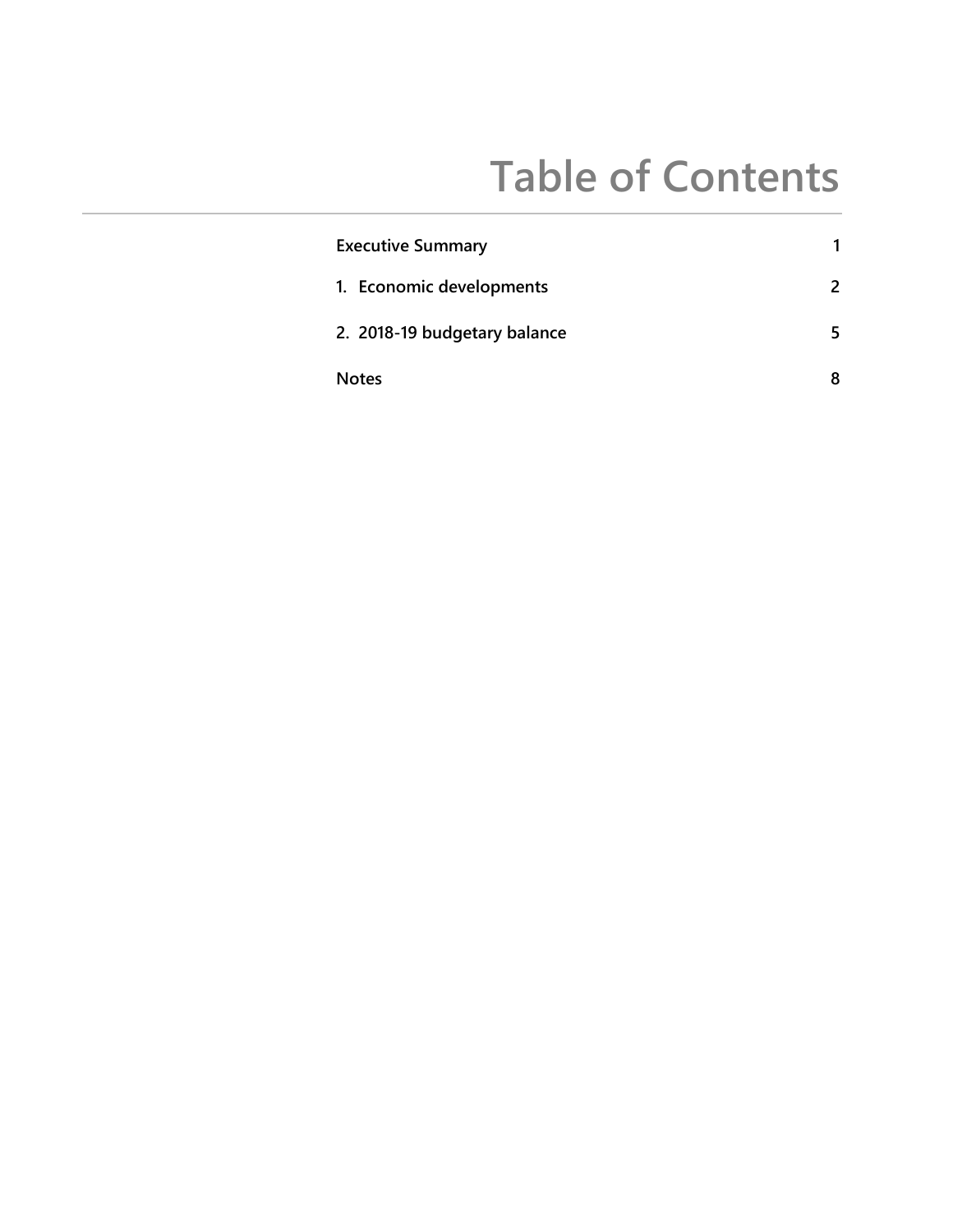# Table of Contents

| | |
|---|---|
| **Executive Summary** | **1** |
| **1. Economic developments** | **2** |
| **2. 2018-19 budgetary balance** | **5** |
| **Notes** | **8** |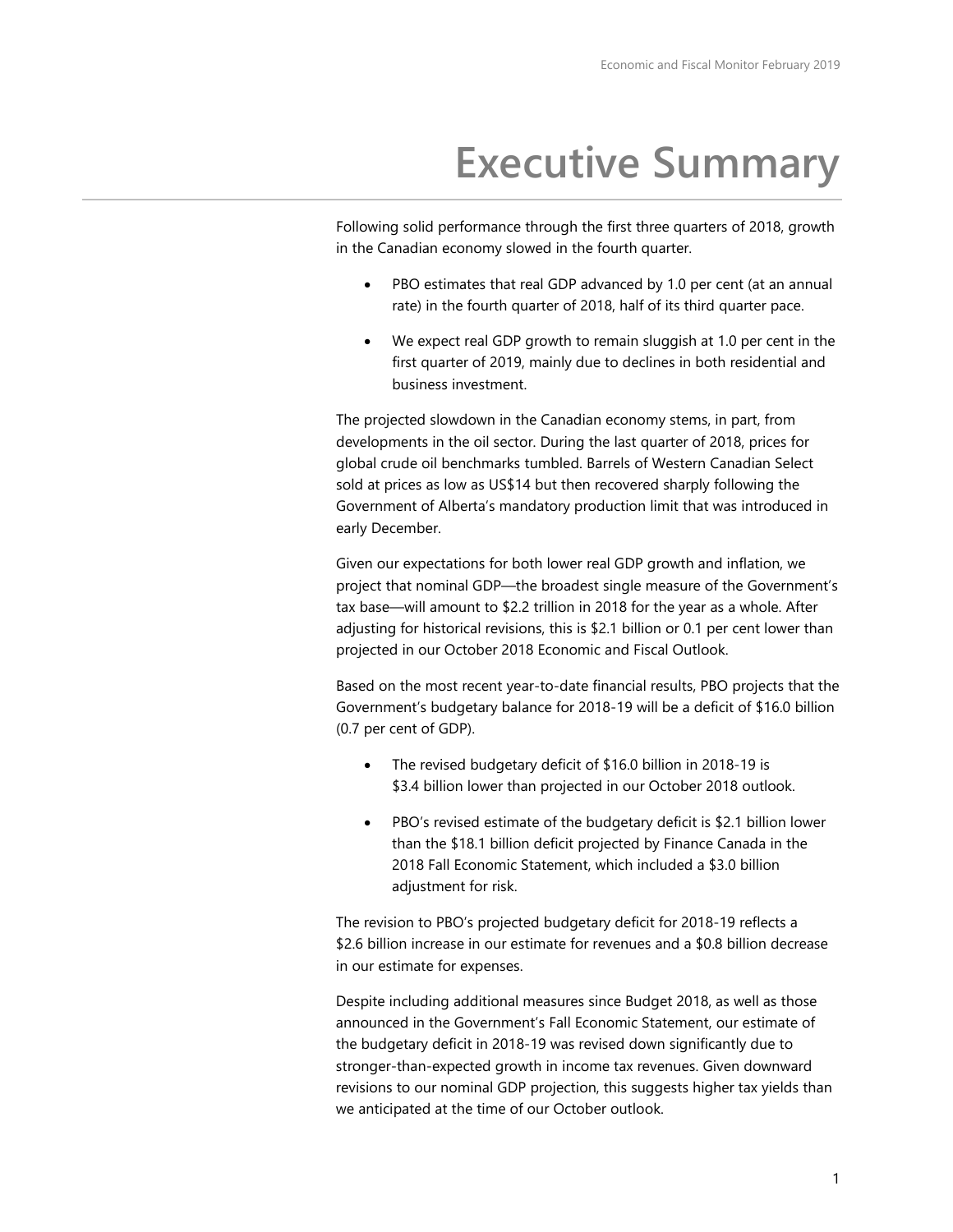# Executive Summary

Following solid performance through the first three quarters of 2018, growth in the Canadian economy slowed in the fourth quarter.

- PBO estimates that real GDP advanced by 1.0 per cent (at an annual rate) in the fourth quarter of 2018, half of its third quarter pace.
- We expect real GDP growth to remain sluggish at 1.0 per cent in the first quarter of 2019, mainly due to declines in both residential and business investment.

The projected slowdown in the Canadian economy stems, in part, from developments in the oil sector. During the last quarter of 2018, prices for global crude oil benchmarks tumbled. Barrels of Western Canadian Select sold at prices as low as US$14 but then recovered sharply following the Government of Alberta's mandatory production limit that was introduced in early December.

Given our expectations for both lower real GDP growth and inflation, we project that nominal GDP—the broadest single measure of the Government's tax base—will amount to $2.2 trillion in 2018 for the year as a whole. After adjusting for historical revisions, this is $2.1 billion or 0.1 per cent lower than projected in our October 2018 Economic and Fiscal Outlook.

Based on the most recent year-to-date financial results, PBO projects that the Government's budgetary balance for 2018-19 will be a deficit of $16.0 billion (0.7 per cent of GDP).

- The revised budgetary deficit of $16.0 billion in 2018-19 is $3.4 billion lower than projected in our October 2018 outlook.
- PBO's revised estimate of the budgetary deficit is $2.1 billion lower than the $18.1 billion deficit projected by Finance Canada in the 2018 Fall Economic Statement, which included a $3.0 billion adjustment for risk.

The revision to PBO's projected budgetary deficit for 2018-19 reflects a $2.6 billion increase in our estimate for revenues and a $0.8 billion decrease in our estimate for expenses.

Despite including additional measures since Budget 2018, as well as those announced in the Government's Fall Economic Statement, our estimate of the budgetary deficit in 2018-19 was revised down significantly due to stronger-than-expected growth in income tax revenues. Given downward revisions to our nominal GDP projection, this suggests higher tax yields than we anticipated at the time of our October outlook.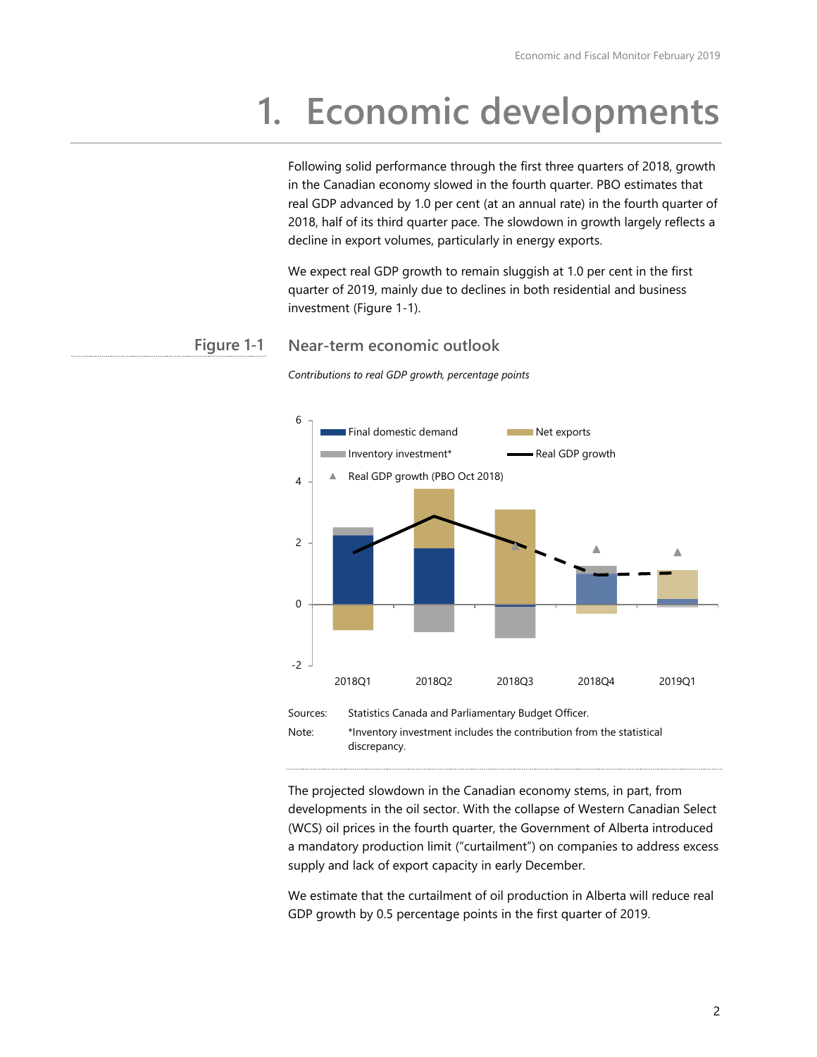# 1. Economic developments

Following solid performance through the first three quarters of 2018, growth in the Canadian economy slowed in the fourth quarter. PBO estimates that real GDP advanced by 1.0 per cent (at an annual rate) in the fourth quarter of 2018, half of its third quarter pace. The slowdown in growth largely reflects a decline in export volumes, particularly in energy exports.

We expect real GDP growth to remain sluggish at 1.0 per cent in the first quarter of 2019, mainly due to declines in both residential and business investment (Figure 1-1).

**Figure 1-1** Near-term economic outlook

*Contributions to real GDP growth, percentage points*

Sources: Statistics Canada and Parliamentary Budget Officer.

Note: *Inventory investment includes the contribution from the statistical discrepancy.

The projected slowdown in the Canadian economy stems, in part, from developments in the oil sector. With the collapse of Western Canadian Select (WCS) oil prices in the fourth quarter, the Government of Alberta introduced a mandatory production limit ("curtailment") on companies to address excess supply and lack of export capacity in early December.

We estimate that the curtailment of oil production in Alberta will reduce real GDP growth by 0.5 percentage points in the first quarter of 2019.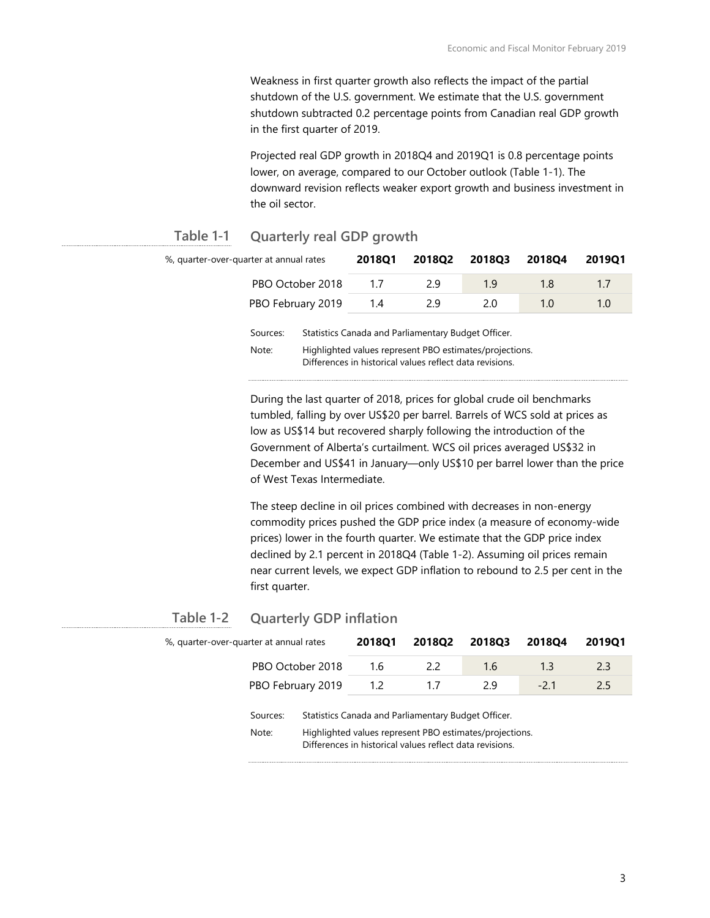Weakness in first quarter growth also reflects the impact of the partial shutdown of the U.S. government. We estimate that the U.S. government shutdown subtracted 0.2 percentage points from Canadian real GDP growth in the first quarter of 2019.

Projected real GDP growth in 2018Q4 and 2019Q1 is 0.8 percentage points lower, on average, compared to our October outlook (Table 1-1). The downward revision reflects weaker export growth and business investment in the oil sector.

### Table 1-1 Quarterly real GDP growth

| %, quarter-over-quarter at annual rates | 2018Q1 | 2018Q2 | 2018Q3 | 2018Q4 | 2019Q1 |
|---|---|---|---|---|---|
| PBO October 2018 | 1.7 | 2.9 | 1.9 | 1.8 | 1.7 |
| PBO February 2019 | 1.4 | 2.9 | 2.0 | 1.0 | 1.0 |

Sources: Statistics Canada and Parliamentary Budget Officer.

Note: Highlighted values represent PBO estimates/projections. Differences in historical values reflect data revisions.

During the last quarter of 2018, prices for global crude oil benchmarks tumbled, falling by over US$20 per barrel. Barrels of WCS sold at prices as low as US$14 but recovered sharply following the introduction of the Government of Alberta's curtailment. WCS oil prices averaged US$32 in December and US$41 in January—only US$10 per barrel lower than the price of West Texas Intermediate.

The steep decline in oil prices combined with decreases in non-energy commodity prices pushed the GDP price index (a measure of economy-wide prices) lower in the fourth quarter. We estimate that the GDP price index declined by 2.1 percent in 2018Q4 (Table 1-2). Assuming oil prices remain near current levels, we expect GDP inflation to rebound to 2.5 per cent in the first quarter.

### Table 1-2 Quarterly GDP inflation

| %, quarter-over-quarter at annual rates | 2018Q1 | 2018Q2 | 2018Q3 | 2018Q4 | 2019Q1 |
|---|---|---|---|---|---|
| PBO October 2018 | 1.6 | 2.2 | 1.6 | 1.3 | 2.3 |
| PBO February 2019 | 1.2 | 1.7 | 2.9 | -2.1 | 2.5 |

Sources: Statistics Canada and Parliamentary Budget Officer.

Note: Highlighted values represent PBO estimates/projections. Differences in historical values reflect data revisions.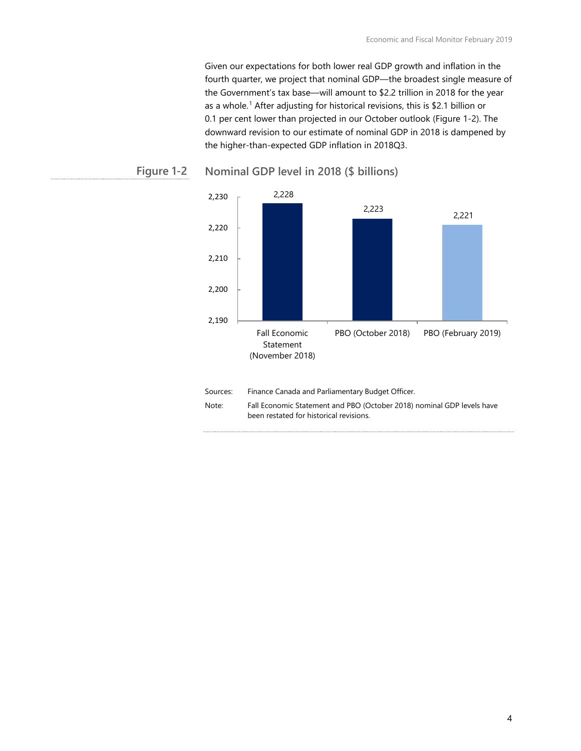Given our expectations for both lower real GDP growth and inflation in the fourth quarter, we project that nominal GDP—the broadest single measure of the Government's tax base—will amount to $2.2 trillion in 2018 for the year as a whole.[1] After adjusting for historical revisions, this is $2.1 billion or 0.1 per cent lower than projected in our October outlook (Figure 1-2). The downward revision to our estimate of nominal GDP in 2018 is dampened by the higher-than-expected GDP inflation in 2018Q3.

**Figure 1-2** **Nominal GDP level in 2018 ($ billions)**

| | Nominal GDP level in 2018 ($ billions) |
|---|---|
| Fall Economic Statement (November 2018) | 2,228 |
| PBO (October 2018) | 2,223 |
| PBO (February 2019) | 2,221 |

Sources: Finance Canada and Parliamentary Budget Officer.

Note: Fall Economic Statement and PBO (October 2018) nominal GDP levels have been restated for historical revisions.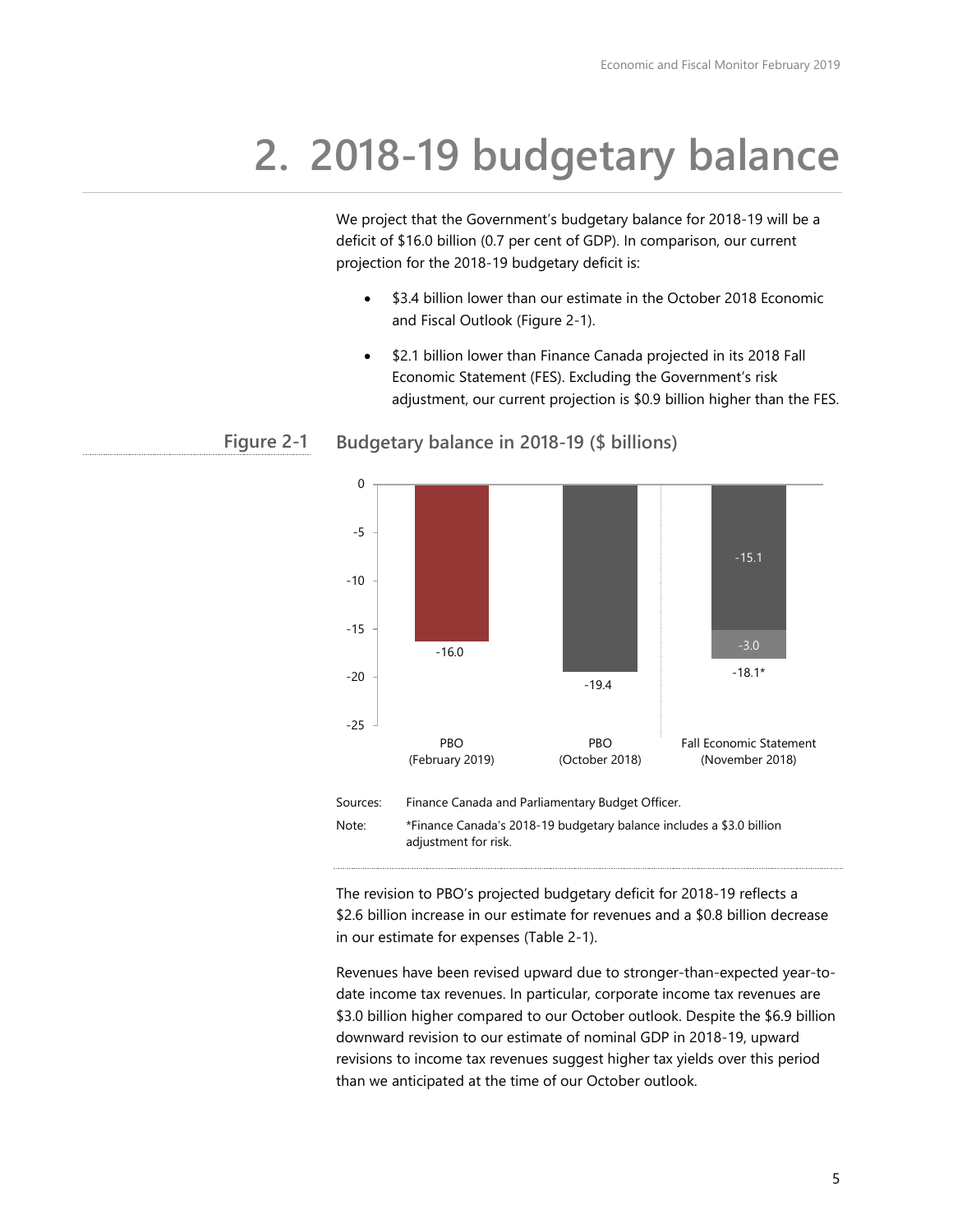# 2. 2018-19 budgetary balance

We project that the Government's budgetary balance for 2018-19 will be a deficit of $16.0 billion (0.7 per cent of GDP). In comparison, our current projection for the 2018-19 budgetary deficit is:

- $3.4 billion lower than our estimate in the October 2018 Economic and Fiscal Outlook (Figure 2-1).
- $2.1 billion lower than Finance Canada projected in its 2018 Fall Economic Statement (FES). Excluding the Government's risk adjustment, our current projection is $0.9 billion higher than the FES.

**Figure 2-1 Budgetary balance in 2018-19 ($ billions)**

| | PBO (February 2019) | PBO (October 2018) | Fall Economic Statement (November 2018) |
|---|---|---|---|
| Budgetary balance | -16.0 | -19.4 | -15.1 |
| Adjustment for risk | | | -3.0 |
| Total | -16.0 | -19.4 | -18.1* |

Sources: Finance Canada and Parliamentary Budget Officer.

Note: *Finance Canada's 2018-19 budgetary balance includes a $3.0 billion adjustment for risk.

The revision to PBO's projected budgetary deficit for 2018-19 reflects a $2.6 billion increase in our estimate for revenues and a $0.8 billion decrease in our estimate for expenses (Table 2-1).

Revenues have been revised upward due to stronger-than-expected year-to-date income tax revenues. In particular, corporate income tax revenues are $3.0 billion higher compared to our October outlook. Despite the $6.9 billion downward revision to our estimate of nominal GDP in 2018-19, upward revisions to income tax revenues suggest higher tax yields over this period than we anticipated at the time of our October outlook.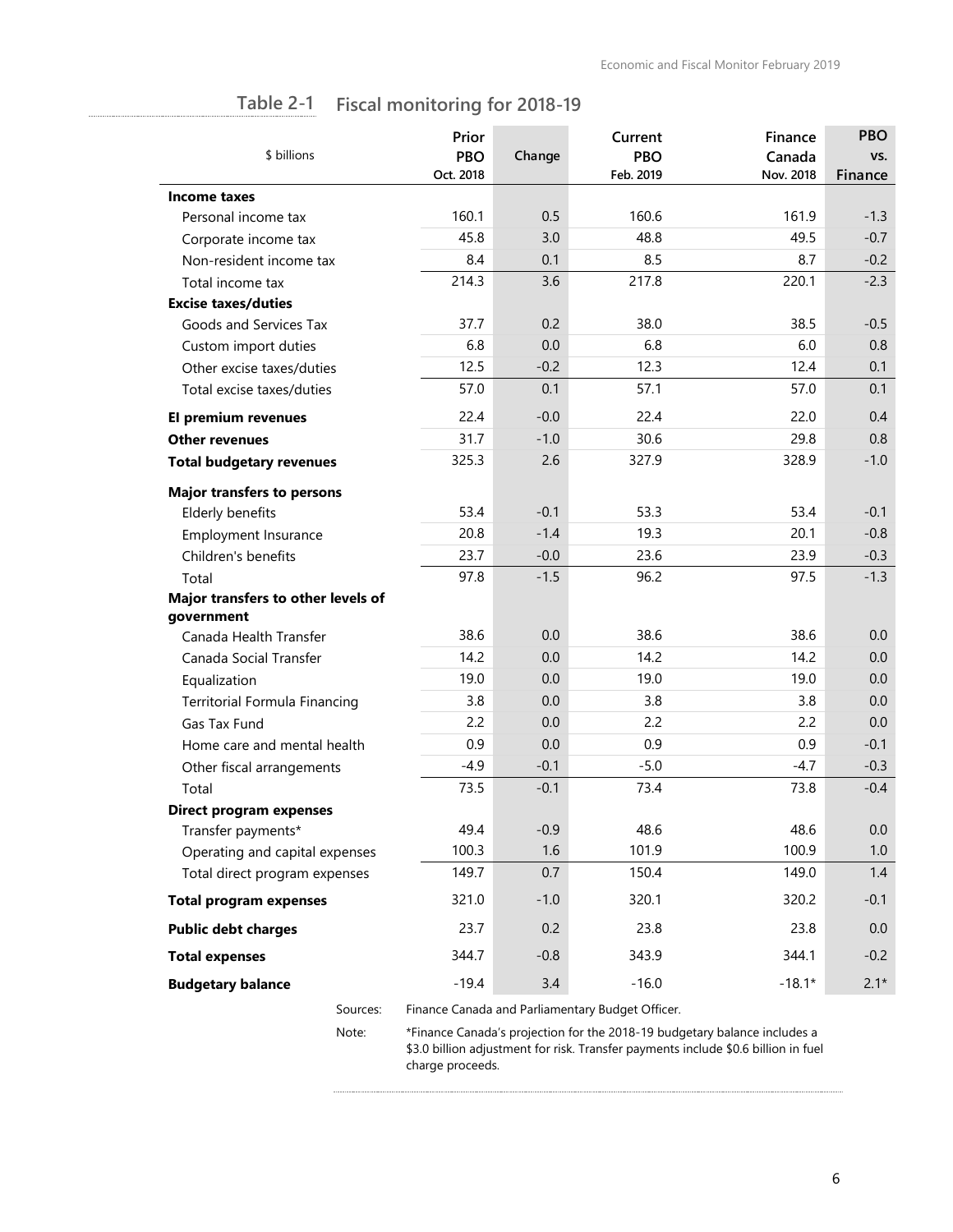## Table 2-1 Fiscal monitoring for 2018-19

| $ billions | Prior PBO Oct. 2018 | Change | Current PBO Feb. 2019 | Finance Canada Nov. 2018 | PBO vs. Finance |
|---|---|---|---|---|---|
| **Income taxes** | | | | | |
| Personal income tax | 160.1 | 0.5 | 160.6 | 161.9 | -1.3 |
| Corporate income tax | 45.8 | 3.0 | 48.8 | 49.5 | -0.7 |
| Non-resident income tax | 8.4 | 0.1 | 8.5 | 8.7 | -0.2 |
| Total income tax | 214.3 | 3.6 | 217.8 | 220.1 | -2.3 |
| **Excise taxes/duties** | | | | | |
| Goods and Services Tax | 37.7 | 0.2 | 38.0 | 38.5 | -0.5 |
| Custom import duties | 6.8 | 0.0 | 6.8 | 6.0 | 0.8 |
| Other excise taxes/duties | 12.5 | -0.2 | 12.3 | 12.4 | 0.1 |
| Total excise taxes/duties | 57.0 | 0.1 | 57.1 | 57.0 | 0.1 |
| **EI premium revenues** | 22.4 | -0.0 | 22.4 | 22.0 | 0.4 |
| **Other revenues** | 31.7 | -1.0 | 30.6 | 29.8 | 0.8 |
| **Total budgetary revenues** | 325.3 | 2.6 | 327.9 | 328.9 | -1.0 |
| **Major transfers to persons** | | | | | |
| Elderly benefits | 53.4 | -0.1 | 53.3 | 53.4 | -0.1 |
| Employment Insurance | 20.8 | -1.4 | 19.3 | 20.1 | -0.8 |
| Children's benefits | 23.7 | -0.0 | 23.6 | 23.9 | -0.3 |
| Total | 97.8 | -1.5 | 96.2 | 97.5 | -1.3 |
| **Major transfers to other levels of government** | | | | | |
| Canada Health Transfer | 38.6 | 0.0 | 38.6 | 38.6 | 0.0 |
| Canada Social Transfer | 14.2 | 0.0 | 14.2 | 14.2 | 0.0 |
| Equalization | 19.0 | 0.0 | 19.0 | 19.0 | 0.0 |
| Territorial Formula Financing | 3.8 | 0.0 | 3.8 | 3.8 | 0.0 |
| Gas Tax Fund | 2.2 | 0.0 | 2.2 | 2.2 | 0.0 |
| Home care and mental health | 0.9 | 0.0 | 0.9 | 0.9 | -0.1 |
| Other fiscal arrangements | -4.9 | -0.1 | -5.0 | -4.7 | -0.3 |
| Total | 73.5 | -0.1 | 73.4 | 73.8 | -0.4 |
| **Direct program expenses** | | | | | |
| Transfer payments* | 49.4 | -0.9 | 48.6 | 48.6 | 0.0 |
| Operating and capital expenses | 100.3 | 1.6 | 101.9 | 100.9 | 1.0 |
| Total direct program expenses | 149.7 | 0.7 | 150.4 | 149.0 | 1.4 |
| **Total program expenses** | 321.0 | -1.0 | 320.1 | 320.2 | -0.1 |
| **Public debt charges** | 23.7 | 0.2 | 23.8 | 23.8 | 0.0 |
| **Total expenses** | 344.7 | -0.8 | 343.9 | 344.1 | -0.2 |
| **Budgetary balance** | -19.4 | 3.4 | -16.0 | -18.1* | 2.1* |

Sources: Finance Canada and Parliamentary Budget Officer.

Note: *Finance Canada's projection for the 2018-19 budgetary balance includes a $3.0 billion adjustment for risk. Transfer payments include $0.6 billion in fuel charge proceeds.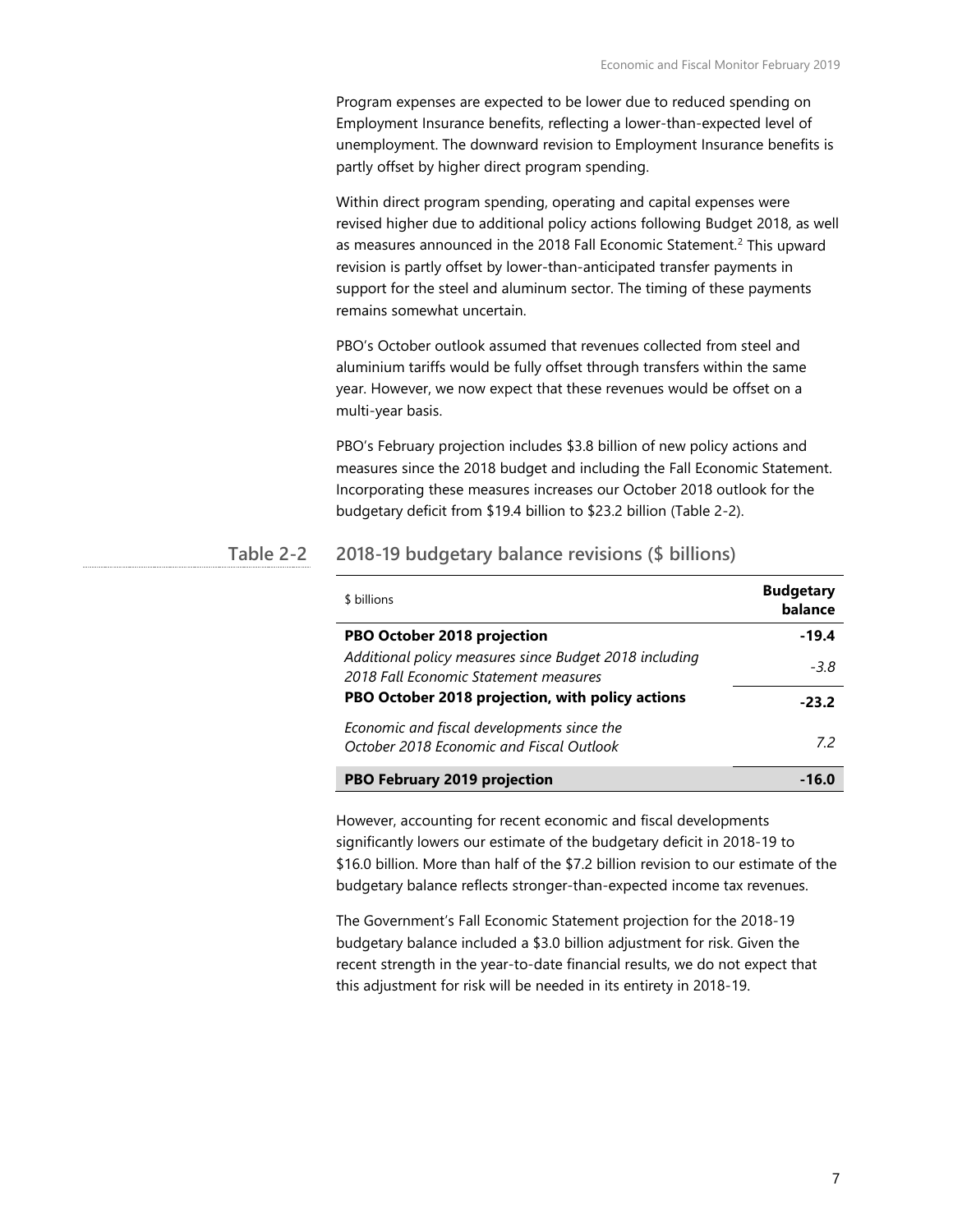Program expenses are expected to be lower due to reduced spending on Employment Insurance benefits, reflecting a lower-than-expected level of unemployment. The downward revision to Employment Insurance benefits is partly offset by higher direct program spending.

Within direct program spending, operating and capital expenses were revised higher due to additional policy actions following Budget 2018, as well as measures announced in the 2018 Fall Economic Statement.[2] This upward revision is partly offset by lower-than-anticipated transfer payments in support for the steel and aluminum sector. The timing of these payments remains somewhat uncertain.

PBO's October outlook assumed that revenues collected from steel and aluminium tariffs would be fully offset through transfers within the same year. However, we now expect that these revenues would be offset on a multi-year basis.

PBO's February projection includes $3.8 billion of new policy actions and measures since the 2018 budget and including the Fall Economic Statement. Incorporating these measures increases our October 2018 outlook for the budgetary deficit from $19.4 billion to $23.2 billion (Table 2-2).

**Table 2-2 2018-19 budgetary balance revisions ($ billions)**

| $ billions | Budgetary balance |
|---|---|
| **PBO October 2018 projection** | **-19.4** |
| *Additional policy measures since Budget 2018 including 2018 Fall Economic Statement measures* | *-3.8* |
| **PBO October 2018 projection, with policy actions** | **-23.2** |
| *Economic and fiscal developments since the October 2018 Economic and Fiscal Outlook* | *7.2* |
| **PBO February 2019 projection** | **-16.0** |

However, accounting for recent economic and fiscal developments significantly lowers our estimate of the budgetary deficit in 2018-19 to $16.0 billion. More than half of the $7.2 billion revision to our estimate of the budgetary balance reflects stronger-than-expected income tax revenues.

The Government's Fall Economic Statement projection for the 2018-19 budgetary balance included a $3.0 billion adjustment for risk. Given the recent strength in the year-to-date financial results, we do not expect that this adjustment for risk will be needed in its entirety in 2018-19.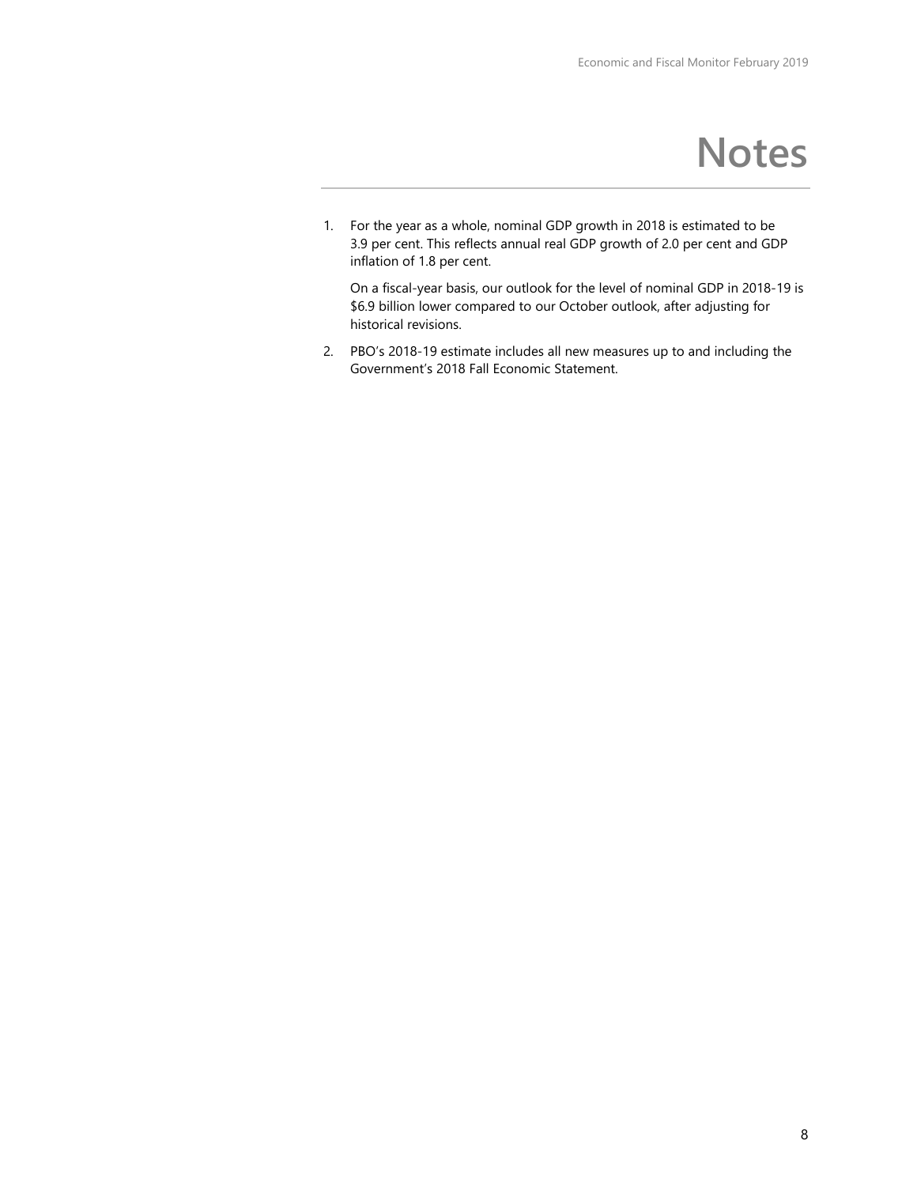# Notes

1. For the year as a whole, nominal GDP growth in 2018 is estimated to be 3.9 per cent. This reflects annual real GDP growth of 2.0 per cent and GDP inflation of 1.8 per cent.

   On a fiscal-year basis, our outlook for the level of nominal GDP in 2018-19 is $6.9 billion lower compared to our October outlook, after adjusting for historical revisions.

2. PBO's 2018-19 estimate includes all new measures up to and including the Government's 2018 Fall Economic Statement.